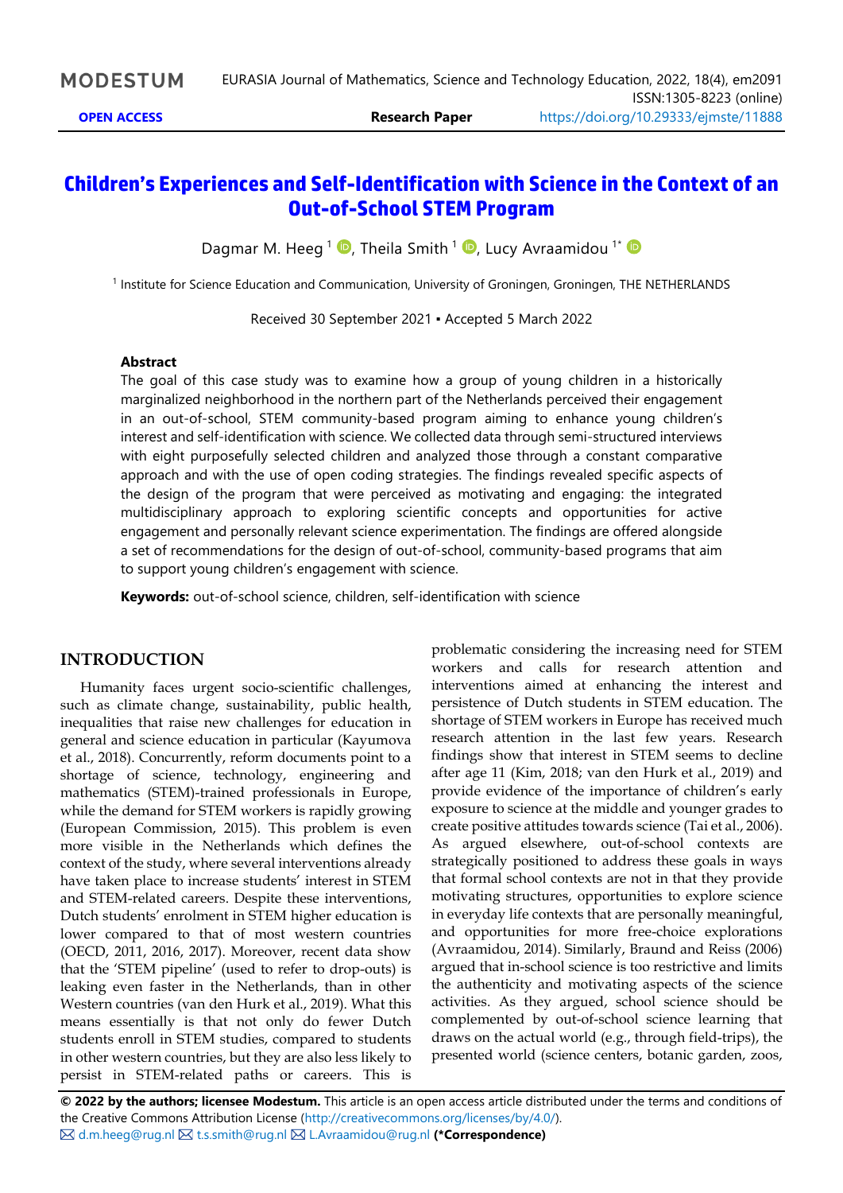MODESTUM

EURASIA Journal of Mathematics, Science and Technology Education, 2022, 18(4), em2091
ISSN:1305-8223 (online)

OPEN ACCESS | Research Paper | https://doi.org/10.29333/ejmste/11888

# Children's Experiences and Self-Identification with Science in the Context of an Out-of-School STEM Program

Dagmar M. Heeg [1], Theila Smith [1], Lucy Avraamidou [1*]

[1] Institute for Science Education and Communication, University of Groningen, Groningen, THE NETHERLANDS

Received 30 September 2021 ▪ Accepted 5 March 2022

### Abstract

The goal of this case study was to examine how a group of young children in a historically marginalized neighborhood in the northern part of the Netherlands perceived their engagement in an out-of-school, STEM community-based program aiming to enhance young children's interest and self-identification with science. We collected data through semi-structured interviews with eight purposefully selected children and analyzed those through a constant comparative approach and with the use of open coding strategies. The findings revealed specific aspects of the design of the program that were perceived as motivating and engaging: the integrated multidisciplinary approach to exploring scientific concepts and opportunities for active engagement and personally relevant science experimentation. The findings are offered alongside a set of recommendations for the design of out-of-school, community-based programs that aim to support young children's engagement with science.

**Keywords:** out-of-school science, children, self-identification with science

## INTRODUCTION

Humanity faces urgent socio-scientific challenges, such as climate change, sustainability, public health, inequalities that raise new challenges for education in general and science education in particular (Kayumova et al., 2018). Concurrently, reform documents point to a shortage of science, technology, engineering and mathematics (STEM)-trained professionals in Europe, while the demand for STEM workers is rapidly growing (European Commission, 2015). This problem is even more visible in the Netherlands which defines the context of the study, where several interventions already have taken place to increase students' interest in STEM and STEM-related careers. Despite these interventions, Dutch students' enrolment in STEM higher education is lower compared to that of most western countries (OECD, 2011, 2016, 2017). Moreover, recent data show that the 'STEM pipeline' (used to refer to drop-outs) is leaking even faster in the Netherlands, than in other Western countries (van den Hurk et al., 2019). What this means essentially is that not only do fewer Dutch students enroll in STEM studies, compared to students in other western countries, but they are also less likely to persist in STEM-related paths or careers. This is problematic considering the increasing need for STEM workers and calls for research attention and interventions aimed at enhancing the interest and persistence of Dutch students in STEM education. The shortage of STEM workers in Europe has received much research attention in the last few years. Research findings show that interest in STEM seems to decline after age 11 (Kim, 2018; van den Hurk et al., 2019) and provide evidence of the importance of children's early exposure to science at the middle and younger grades to create positive attitudes towards science (Tai et al., 2006). As argued elsewhere, out-of-school contexts are strategically positioned to address these goals in ways that formal school contexts are not in that they provide motivating structures, opportunities to explore science in everyday life contexts that are personally meaningful, and opportunities for more free-choice explorations (Avraamidou, 2014). Similarly, Braund and Reiss (2006) argued that in-school science is too restrictive and limits the authenticity and motivating aspects of the science activities. As they argued, school science should be complemented by out-of-school science learning that draws on the actual world (e.g., through field-trips), the presented world (science centers, botanic garden, zoos,

**© 2022 by the authors; licensee Modestum.** This article is an open access article distributed under the terms and conditions of the Creative Commons Attribution License (http://creativecommons.org/licenses/by/4.0/).
d.m.heeg@rug.nl t.s.smith@rug.nl L.Avraamidou@rug.nl **(*Correspondence)**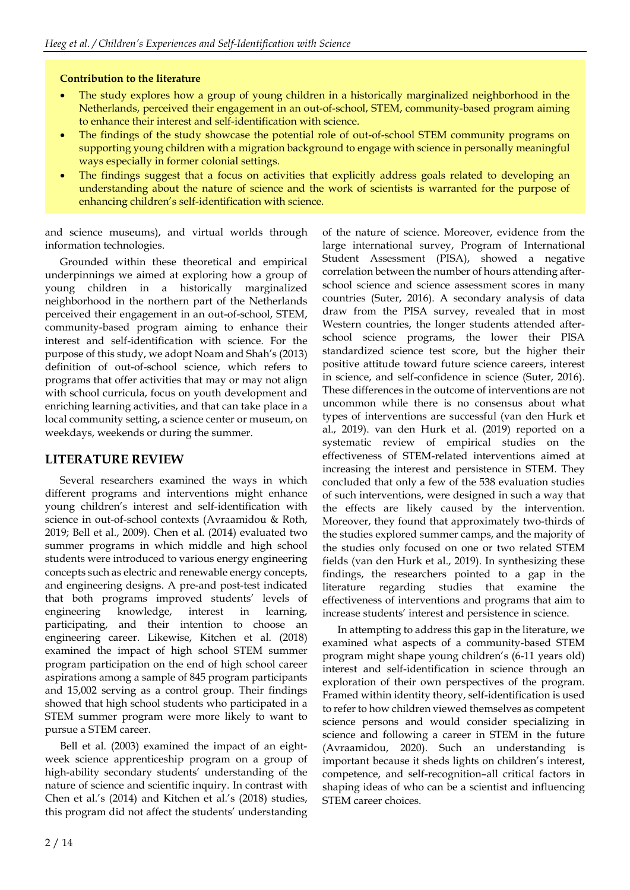**Contribution to the literature**

- The study explores how a group of young children in a historically marginalized neighborhood in the Netherlands, perceived their engagement in an out-of-school, STEM, community-based program aiming to enhance their interest and self-identification with science.
- The findings of the study showcase the potential role of out-of-school STEM community programs on supporting young children with a migration background to engage with science in personally meaningful ways especially in former colonial settings.
- The findings suggest that a focus on activities that explicitly address goals related to developing an understanding about the nature of science and the work of scientists is warranted for the purpose of enhancing children's self-identification with science.

and science museums), and virtual worlds through information technologies.

Grounded within these theoretical and empirical underpinnings we aimed at exploring how a group of young children in a historically marginalized neighborhood in the northern part of the Netherlands perceived their engagement in an out-of-school, STEM, community-based program aiming to enhance their interest and self-identification with science. For the purpose of this study, we adopt Noam and Shah's (2013) definition of out-of-school science, which refers to programs that offer activities that may or may not align with school curricula, focus on youth development and enriching learning activities, and that can take place in a local community setting, a science center or museum, on weekdays, weekends or during the summer.

## LITERATURE REVIEW

Several researchers examined the ways in which different programs and interventions might enhance young children's interest and self-identification with science in out-of-school contexts (Avraamidou & Roth, 2019; Bell et al., 2009). Chen et al. (2014) evaluated two summer programs in which middle and high school students were introduced to various energy engineering concepts such as electric and renewable energy concepts, and engineering designs. A pre-and post-test indicated that both programs improved students' levels of engineering knowledge, interest in learning, participating, and their intention to choose an engineering career. Likewise, Kitchen et al. (2018) examined the impact of high school STEM summer program participation on the end of high school career aspirations among a sample of 845 program participants and 15,002 serving as a control group. Their findings showed that high school students who participated in a STEM summer program were more likely to want to pursue a STEM career.

Bell et al. (2003) examined the impact of an eight-week science apprenticeship program on a group of high-ability secondary students' understanding of the nature of science and scientific inquiry. In contrast with Chen et al.'s (2014) and Kitchen et al.'s (2018) studies, this program did not affect the students' understanding of the nature of science. Moreover, evidence from the large international survey, Program of International Student Assessment (PISA), showed a negative correlation between the number of hours attending after-school science and science assessment scores in many countries (Suter, 2016). A secondary analysis of data draw from the PISA survey, revealed that in most Western countries, the longer students attended after-school science programs, the lower their PISA standardized science test score, but the higher their positive attitude toward future science careers, interest in science, and self-confidence in science (Suter, 2016). These differences in the outcome of interventions are not uncommon while there is no consensus about what types of interventions are successful (van den Hurk et al., 2019). van den Hurk et al. (2019) reported on a systematic review of empirical studies on the effectiveness of STEM-related interventions aimed at increasing the interest and persistence in STEM. They concluded that only a few of the 538 evaluation studies of such interventions, were designed in such a way that the effects are likely caused by the intervention. Moreover, they found that approximately two-thirds of the studies explored summer camps, and the majority of the studies only focused on one or two related STEM fields (van den Hurk et al., 2019). In synthesizing these findings, the researchers pointed to a gap in the literature regarding studies that examine the effectiveness of interventions and programs that aim to increase students' interest and persistence in science.

In attempting to address this gap in the literature, we examined what aspects of a community-based STEM program might shape young children's (6-11 years old) interest and self-identification in science through an exploration of their own perspectives of the program. Framed within identity theory, self-identification is used to refer to how children viewed themselves as competent science persons and would consider specializing in science and following a career in STEM in the future (Avraamidou, 2020). Such an understanding is important because it sheds lights on children's interest, competence, and self-recognition–all critical factors in shaping ideas of who can be a scientist and influencing STEM career choices.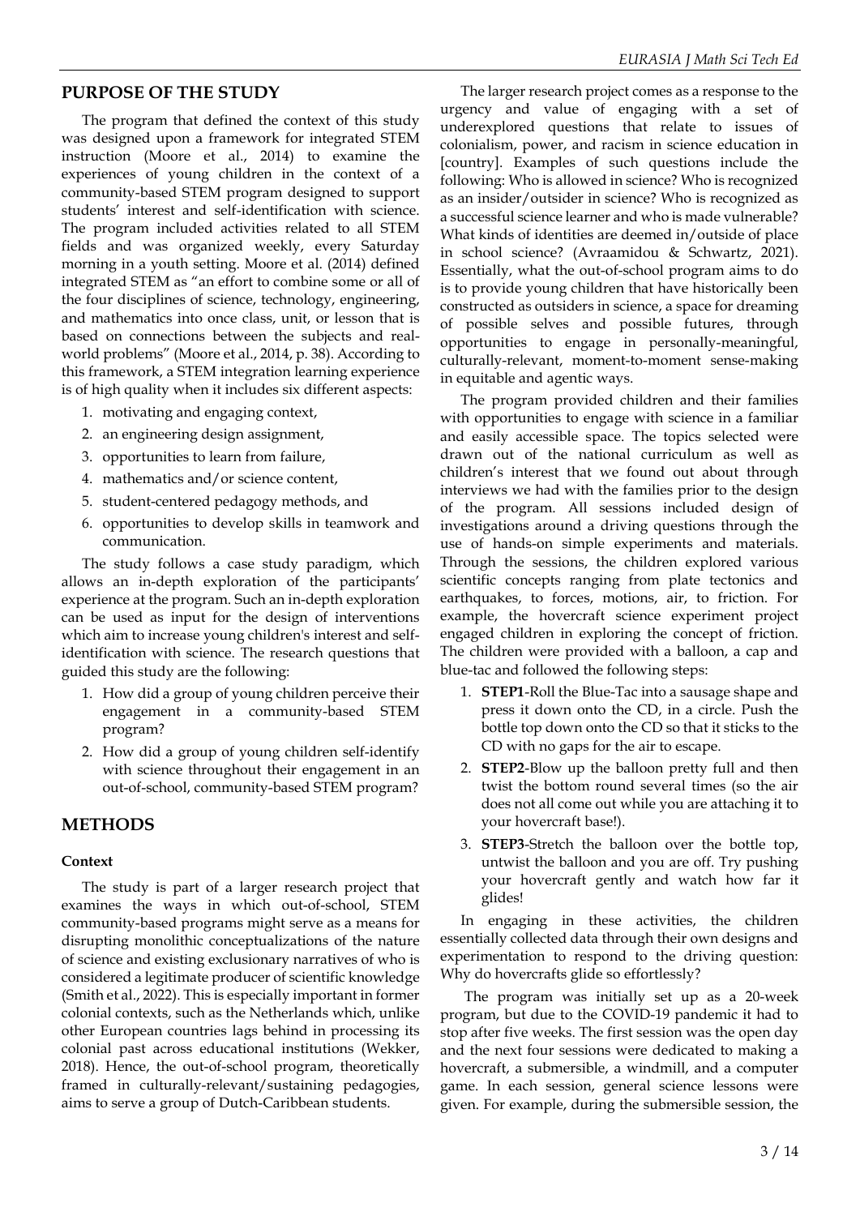## PURPOSE OF THE STUDY

The program that defined the context of this study was designed upon a framework for integrated STEM instruction (Moore et al., 2014) to examine the experiences of young children in the context of a community-based STEM program designed to support students' interest and self-identification with science. The program included activities related to all STEM fields and was organized weekly, every Saturday morning in a youth setting. Moore et al. (2014) defined integrated STEM as "an effort to combine some or all of the four disciplines of science, technology, engineering, and mathematics into once class, unit, or lesson that is based on connections between the subjects and real-world problems" (Moore et al., 2014, p. 38). According to this framework, a STEM integration learning experience is of high quality when it includes six different aspects:

1. motivating and engaging context,
2. an engineering design assignment,
3. opportunities to learn from failure,
4. mathematics and/or science content,
5. student-centered pedagogy methods, and
6. opportunities to develop skills in teamwork and communication.

The study follows a case study paradigm, which allows an in-depth exploration of the participants' experience at the program. Such an in-depth exploration can be used as input for the design of interventions which aim to increase young children's interest and self-identification with science. The research questions that guided this study are the following:

1. How did a group of young children perceive their engagement in a community-based STEM program?
2. How did a group of young children self-identify with science throughout their engagement in an out-of-school, community-based STEM program?

## METHODS

### Context

The study is part of a larger research project that examines the ways in which out-of-school, STEM community-based programs might serve as a means for disrupting monolithic conceptualizations of the nature of science and existing exclusionary narratives of who is considered a legitimate producer of scientific knowledge (Smith et al., 2022). This is especially important in former colonial contexts, such as the Netherlands which, unlike other European countries lags behind in processing its colonial past across educational institutions (Wekker, 2018). Hence, the out-of-school program, theoretically framed in culturally-relevant/sustaining pedagogies, aims to serve a group of Dutch-Caribbean students.

The larger research project comes as a response to the urgency and value of engaging with a set of underexplored questions that relate to issues of colonialism, power, and racism in science education in [country]. Examples of such questions include the following: Who is allowed in science? Who is recognized as an insider/outsider in science? Who is recognized as a successful science learner and who is made vulnerable? What kinds of identities are deemed in/outside of place in school science? (Avraamidou & Schwartz, 2021). Essentially, what the out-of-school program aims to do is to provide young children that have historically been constructed as outsiders in science, a space for dreaming of possible selves and possible futures, through opportunities to engage in personally-meaningful, culturally-relevant, moment-to-moment sense-making in equitable and agentic ways.

The program provided children and their families with opportunities to engage with science in a familiar and easily accessible space. The topics selected were drawn out of the national curriculum as well as children's interest that we found out about through interviews we had with the families prior to the design of the program. All sessions included design of investigations around a driving questions through the use of hands-on simple experiments and materials. Through the sessions, the children explored various scientific concepts ranging from plate tectonics and earthquakes, to forces, motions, air, to friction. For example, the hovercraft science experiment project engaged children in exploring the concept of friction. The children were provided with a balloon, a cap and blue-tac and followed the following steps:

1. **STEP1**-Roll the Blue-Tac into a sausage shape and press it down onto the CD, in a circle. Push the bottle top down onto the CD so that it sticks to the CD with no gaps for the air to escape.
2. **STEP2**-Blow up the balloon pretty full and then twist the bottom round several times (so the air does not all come out while you are attaching it to your hovercraft base!).
3. **STEP3**-Stretch the balloon over the bottle top, untwist the balloon and you are off. Try pushing your hovercraft gently and watch how far it glides!

In engaging in these activities, the children essentially collected data through their own designs and experimentation to respond to the driving question: Why do hovercrafts glide so effortlessly?

The program was initially set up as a 20-week program, but due to the COVID-19 pandemic it had to stop after five weeks. The first session was the open day and the next four sessions were dedicated to making a hovercraft, a submersible, a windmill, and a computer game. In each session, general science lessons were given. For example, during the submersible session, the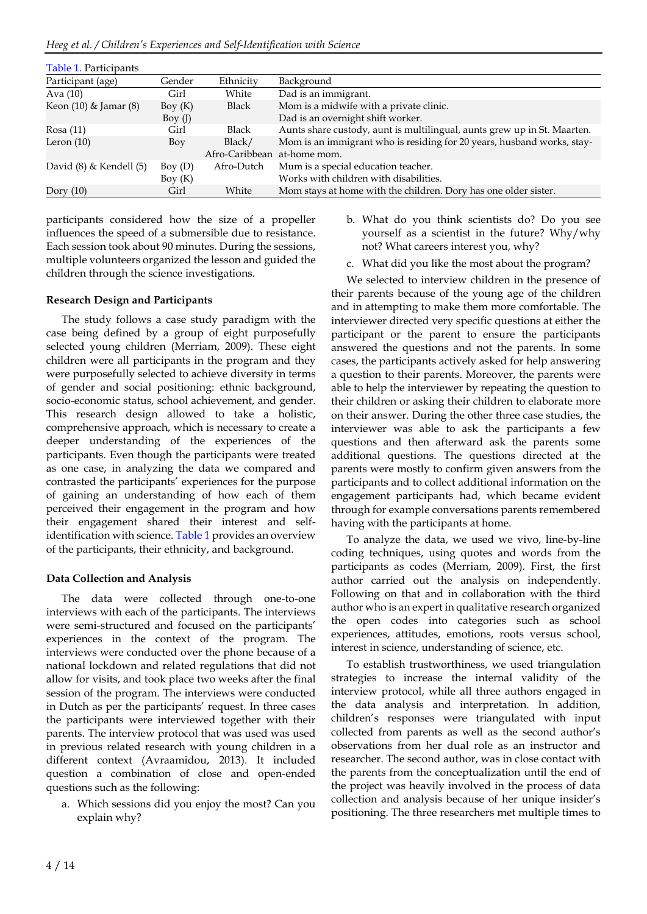Table 1. Participants

| Participant (age) | Gender | Ethnicity | Background |
|---|---|---|---|
| Ava (10) | Girl | White | Dad is an immigrant. |
| Keon (10) & Jamar (8) | Boy (K)<br>Boy (J) | Black | Mom is a midwife with a private clinic.<br>Dad is an overnight shift worker. |
| Rosa (11) | Girl | Black | Aunts share custody, aunt is multilingual, aunts grew up in St. Maarten. |
| Leron (10) | Boy | Black/<br>Afro-Caribbean | Mom is an immigrant who is residing for 20 years, husband works, stay-at-home mom. |
| David (8) & Kendell (5) | Boy (D)<br>Boy (K) | Afro-Dutch | Mum is a special education teacher.<br>Works with children with disabilities. |
| Dory (10) | Girl | White | Mom stays at home with the children. Dory has one older sister. |

participants considered how the size of a propeller influences the speed of a submersible due to resistance. Each session took about 90 minutes. During the sessions, multiple volunteers organized the lesson and guided the children through the science investigations.

**Research Design and Participants**

The study follows a case study paradigm with the case being defined by a group of eight purposefully selected young children (Merriam, 2009). These eight children were all participants in the program and they were purposefully selected to achieve diversity in terms of gender and social positioning: ethnic background, socio-economic status, school achievement, and gender. This research design allowed to take a holistic, comprehensive approach, which is necessary to create a deeper understanding of the experiences of the participants. Even though the participants were treated as one case, in analyzing the data we compared and contrasted the participants' experiences for the purpose of gaining an understanding of how each of them perceived their engagement in the program and how their engagement shared their interest and self-identification with science. Table 1 provides an overview of the participants, their ethnicity, and background.

**Data Collection and Analysis**

The data were collected through one-to-one interviews with each of the participants. The interviews were semi-structured and focused on the participants' experiences in the context of the program. The interviews were conducted over the phone because of a national lockdown and related regulations that did not allow for visits, and took place two weeks after the final session of the program. The interviews were conducted in Dutch as per the participants' request. In three cases the participants were interviewed together with their parents. The interview protocol that was used was used in previous related research with young children in a different context (Avraamidou, 2013). It included question a combination of close and open-ended questions such as the following:

a. Which sessions did you enjoy the most? Can you explain why?
b. What do you think scientists do? Do you see yourself as a scientist in the future? Why/why not? What careers interest you, why?
c. What did you like the most about the program?

We selected to interview children in the presence of their parents because of the young age of the children and in attempting to make them more comfortable. The interviewer directed very specific questions at either the participant or the parent to ensure the participants answered the questions and not the parents. In some cases, the participants actively asked for help answering a question to their parents. Moreover, the parents were able to help the interviewer by repeating the question to their children or asking their children to elaborate more on their answer. During the other three case studies, the interviewer was able to ask the participants a few questions and then afterward ask the parents some additional questions. The questions directed at the parents were mostly to confirm given answers from the participants and to collect additional information on the engagement participants had, which became evident through for example conversations parents remembered having with the participants at home.

To analyze the data, we used we vivo, line-by-line coding techniques, using quotes and words from the participants as codes (Merriam, 2009). First, the first author carried out the analysis on independently. Following on that and in collaboration with the third author who is an expert in qualitative research organized the open codes into categories such as school experiences, attitudes, emotions, roots versus school, interest in science, understanding of science, etc.

To establish trustworthiness, we used triangulation strategies to increase the internal validity of the interview protocol, while all three authors engaged in the data analysis and interpretation. In addition, children's responses were triangulated with input collected from parents as well as the second author's observations from her dual role as an instructor and researcher. The second author, was in close contact with the parents from the conceptualization until the end of the project was heavily involved in the process of data collection and analysis because of her unique insider's positioning. The three researchers met multiple times to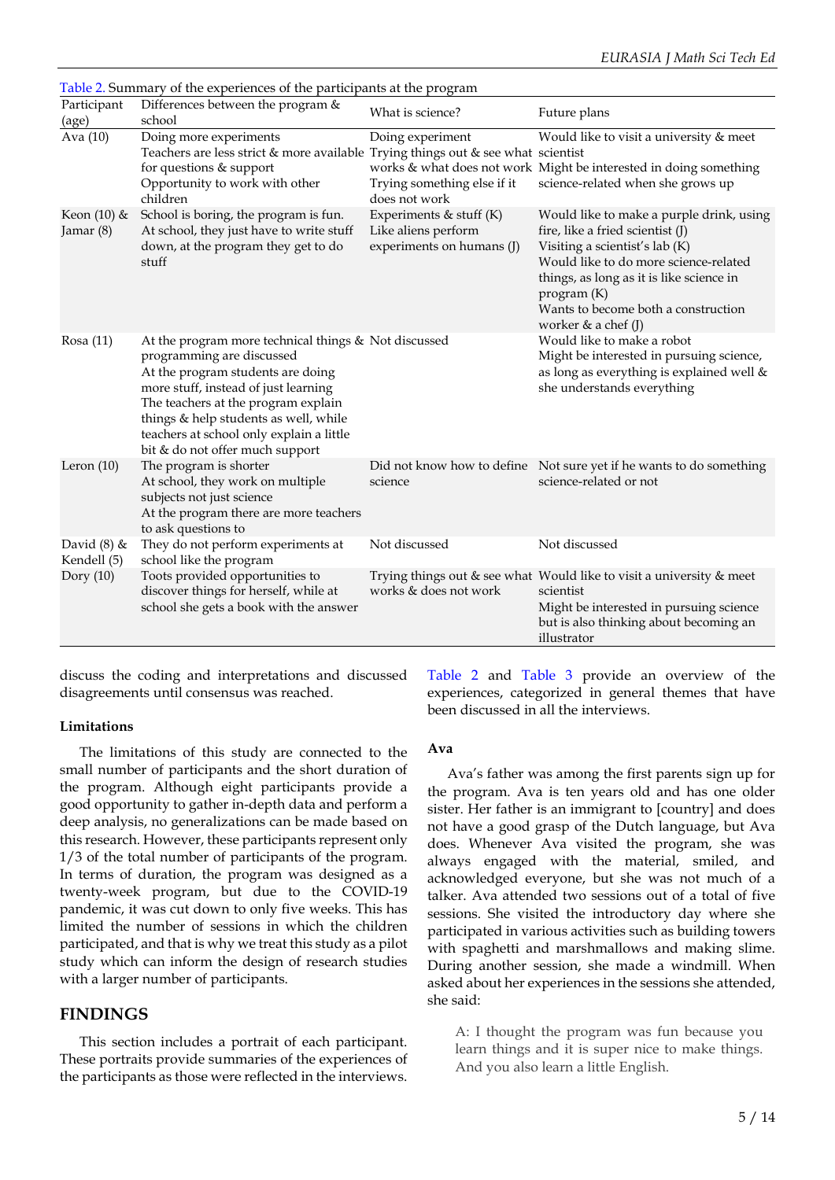Table 2. Summary of the experiences of the participants at the program

| Participant (age) | Differences between the program & school | What is science? | Future plans |
|---|---|---|---|
| Ava (10) | Doing more experiments<br>Teachers are less strict & more available for questions & support<br>Opportunity to work with other children | Doing experiment<br>Trying things out & see what works & what does not work<br>Trying something else if it does not work | Would like to visit a university & meet scientist<br>Might be interested in doing something science-related when she grows up |
| Keon (10) & Jamar (8) | School is boring, the program is fun. At school, they just have to write stuff down, at the program they get to do stuff | Experiments & stuff (K)<br>Like aliens perform experiments on humans (J) | Would like to make a purple drink, using fire, like a fried scientist (J)<br>Visiting a scientist's lab (K)<br>Would like to do more science-related things, as long as it is like science in program (K)<br>Wants to become both a construction worker & a chef (J) |
| Rosa (11) | At the program more technical things & programming are discussed<br>At the program students are doing more stuff, instead of just learning<br>The teachers at the program explain things & help students as well, while teachers at school only explain a little bit & do not offer much support | Not discussed | Would like to make a robot<br>Might be interested in pursuing science, as long as everything is explained well & she understands everything |
| Leron (10) | The program is shorter<br>At school, they work on multiple subjects not just science<br>At the program there are more teachers to ask questions to | Did not know how to define science | Not sure yet if he wants to do something science-related or not |
| David (8) & Kendell (5) | They do not perform experiments at school like the program | Not discussed | Not discussed |
| Dory (10) | Toots provided opportunities to discover things for herself, while at school she gets a book with the answer | Trying things out & see what works & does not work | Would like to visit a university & meet scientist<br>Might be interested in pursuing science but is also thinking about becoming an illustrator |

discuss the coding and interpretations and discussed disagreements until consensus was reached.

**Limitations**

The limitations of this study are connected to the small number of participants and the short duration of the program. Although eight participants provide a good opportunity to gather in-depth data and perform a deep analysis, no generalizations can be made based on this research. However, these participants represent only 1/3 of the total number of participants of the program. In terms of duration, the program was designed as a twenty-week program, but due to the COVID-19 pandemic, it was cut down to only five weeks. This has limited the number of sessions in which the children participated, and that is why we treat this study as a pilot study which can inform the design of research studies with a larger number of participants.

## FINDINGS

This section includes a portrait of each participant. These portraits provide summaries of the experiences of the participants as those were reflected in the interviews. Table 2 and Table 3 provide an overview of the experiences, categorized in general themes that have been discussed in all the interviews.

**Ava**

Ava's father was among the first parents sign up for the program. Ava is ten years old and has one older sister. Her father is an immigrant to [country] and does not have a good grasp of the Dutch language, but Ava does. Whenever Ava visited the program, she was always engaged with the material, smiled, and acknowledged everyone, but she was not much of a talker. Ava attended two sessions out of a total of five sessions. She visited the introductory day where she participated in various activities such as building towers with spaghetti and marshmallows and making slime. During another session, she made a windmill. When asked about her experiences in the sessions she attended, she said:

> A: I thought the program was fun because you learn things and it is super nice to make things. And you also learn a little English.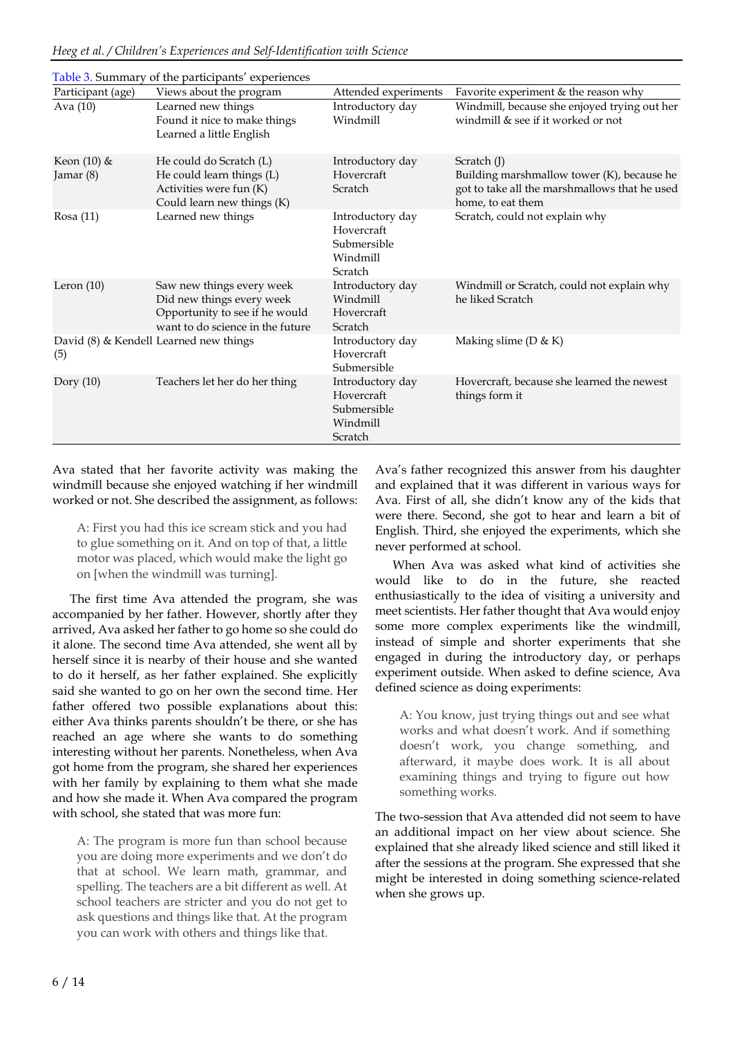Table 3. Summary of the participants' experiences

| Participant (age) | Views about the program | Attended experiments | Favorite experiment & the reason why |
|---|---|---|---|
| Ava (10) | Learned new things<br>Found it nice to make things<br>Learned a little English | Introductory day<br>Windmill | Windmill, because she enjoyed trying out her windmill & see if it worked or not |
| Keon (10) & Jamar (8) | He could do Scratch (L)<br>He could learn things (L)<br>Activities were fun (K)<br>Could learn new things (K) | Introductory day<br>Hovercraft<br>Scratch | Scratch (J)<br>Building marshmallow tower (K), because he got to take all the marshmallows that he used home, to eat them |
| Rosa (11) | Learned new things | Introductory day<br>Hovercraft<br>Submersible<br>Windmill<br>Scratch | Scratch, could not explain why |
| Leron (10) | Saw new things every week<br>Did new things every week<br>Opportunity to see if he would want to do science in the future | Introductory day<br>Windmill<br>Hovercraft<br>Scratch | Windmill or Scratch, could not explain why he liked Scratch |
| David (8) & Kendell (5) | Learned new things | Introductory day<br>Hovercraft<br>Submersible | Making slime (D & K) |
| Dory (10) | Teachers let her do her thing | Introductory day<br>Hovercraft<br>Submersible<br>Windmill<br>Scratch | Hovercraft, because she learned the newest things form it |

Ava stated that her favorite activity was making the windmill because she enjoyed watching if her windmill worked or not. She described the assignment, as follows:

> A: First you had this ice scream stick and you had to glue something on it. And on top of that, a little motor was placed, which would make the light go on [when the windmill was turning].

The first time Ava attended the program, she was accompanied by her father. However, shortly after they arrived, Ava asked her father to go home so she could do it alone. The second time Ava attended, she went all by herself since it is nearby of their house and she wanted to do it herself, as her father explained. She explicitly said she wanted to go on her own the second time. Her father offered two possible explanations about this: either Ava thinks parents shouldn't be there, or she has reached an age where she wants to do something interesting without her parents. Nonetheless, when Ava got home from the program, she shared her experiences with her family by explaining to them what she made and how she made it. When Ava compared the program with school, she stated that was more fun:

> A: The program is more fun than school because you are doing more experiments and we don't do that at school. We learn math, grammar, and spelling. The teachers are a bit different as well. At school teachers are stricter and you do not get to ask questions and things like that. At the program you can work with others and things like that.

Ava's father recognized this answer from his daughter and explained that it was different in various ways for Ava. First of all, she didn't know any of the kids that were there. Second, she got to hear and learn a bit of English. Third, she enjoyed the experiments, which she never performed at school.

When Ava was asked what kind of activities she would like to do in the future, she reacted enthusiastically to the idea of visiting a university and meet scientists. Her father thought that Ava would enjoy some more complex experiments like the windmill, instead of simple and shorter experiments that she engaged in during the introductory day, or perhaps experiment outside. When asked to define science, Ava defined science as doing experiments:

> A: You know, just trying things out and see what works and what doesn't work. And if something doesn't work, you change something, and afterward, it maybe does work. It is all about examining things and trying to figure out how something works.

The two-session that Ava attended did not seem to have an additional impact on her view about science. She explained that she already liked science and still liked it after the sessions at the program. She expressed that she might be interested in doing something science-related when she grows up.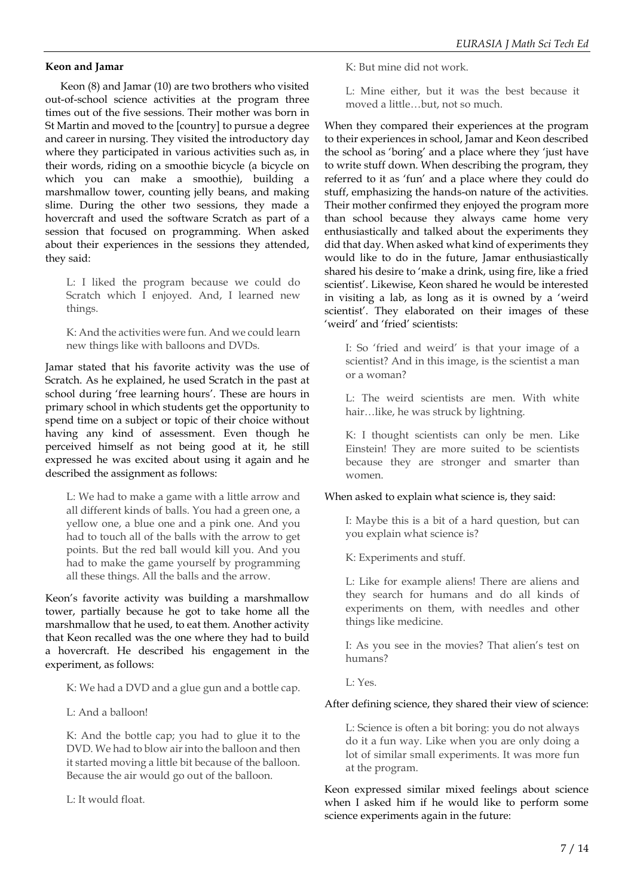**Keon and Jamar**

Keon (8) and Jamar (10) are two brothers who visited out-of-school science activities at the program three times out of the five sessions. Their mother was born in St Martin and moved to the [country] to pursue a degree and career in nursing. They visited the introductory day where they participated in various activities such as, in their words, riding on a smoothie bicycle (a bicycle on which you can make a smoothie), building a marshmallow tower, counting jelly beans, and making slime. During the other two sessions, they made a hovercraft and used the software Scratch as part of a session that focused on programming. When asked about their experiences in the sessions they attended, they said:

> L: I liked the program because we could do Scratch which I enjoyed. And, I learned new things.
>
> K: And the activities were fun. And we could learn new things like with balloons and DVDs.

Jamar stated that his favorite activity was the use of Scratch. As he explained, he used Scratch in the past at school during 'free learning hours'. These are hours in primary school in which students get the opportunity to spend time on a subject or topic of their choice without having any kind of assessment. Even though he perceived himself as not being good at it, he still expressed he was excited about using it again and he described the assignment as follows:

> L: We had to make a game with a little arrow and all different kinds of balls. You had a green one, a yellow one, a blue one and a pink one. And you had to touch all of the balls with the arrow to get points. But the red ball would kill you. And you had to make the game yourself by programming all these things. All the balls and the arrow.

Keon's favorite activity was building a marshmallow tower, partially because he got to take home all the marshmallow that he used, to eat them. Another activity that Keon recalled was the one where they had to build a hovercraft. He described his engagement in the experiment, as follows:

> K: We had a DVD and a glue gun and a bottle cap.
>
> L: And a balloon!
>
> K: And the bottle cap; you had to glue it to the DVD. We had to blow air into the balloon and then it started moving a little bit because of the balloon. Because the air would go out of the balloon.
>
> L: It would float.
>
> K: But mine did not work.
>
> L: Mine either, but it was the best because it moved a little…but, not so much.

When they compared their experiences at the program to their experiences in school, Jamar and Keon described the school as 'boring' and a place where they 'just have to write stuff down. When describing the program, they referred to it as 'fun' and a place where they could do stuff, emphasizing the hands-on nature of the activities. Their mother confirmed they enjoyed the program more than school because they always came home very enthusiastically and talked about the experiments they did that day. When asked what kind of experiments they would like to do in the future, Jamar enthusiastically shared his desire to 'make a drink, using fire, like a fried scientist'. Likewise, Keon shared he would be interested in visiting a lab, as long as it is owned by a 'weird scientist'. They elaborated on their images of these 'weird' and 'fried' scientists:

> I: So 'fried and weird' is that your image of a scientist? And in this image, is the scientist a man or a woman?
>
> L: The weird scientists are men. With white hair…like, he was struck by lightning.
>
> K: I thought scientists can only be men. Like Einstein! They are more suited to be scientists because they are stronger and smarter than women.

When asked to explain what science is, they said:

> I: Maybe this is a bit of a hard question, but can you explain what science is?
>
> K: Experiments and stuff.
>
> L: Like for example aliens! There are aliens and they search for humans and do all kinds of experiments on them, with needles and other things like medicine.
>
> I: As you see in the movies? That alien's test on humans?
>
> L: Yes.

After defining science, they shared their view of science:

> L: Science is often a bit boring: you do not always do it a fun way. Like when you are only doing a lot of similar small experiments. It was more fun at the program.

Keon expressed similar mixed feelings about science when I asked him if he would like to perform some science experiments again in the future: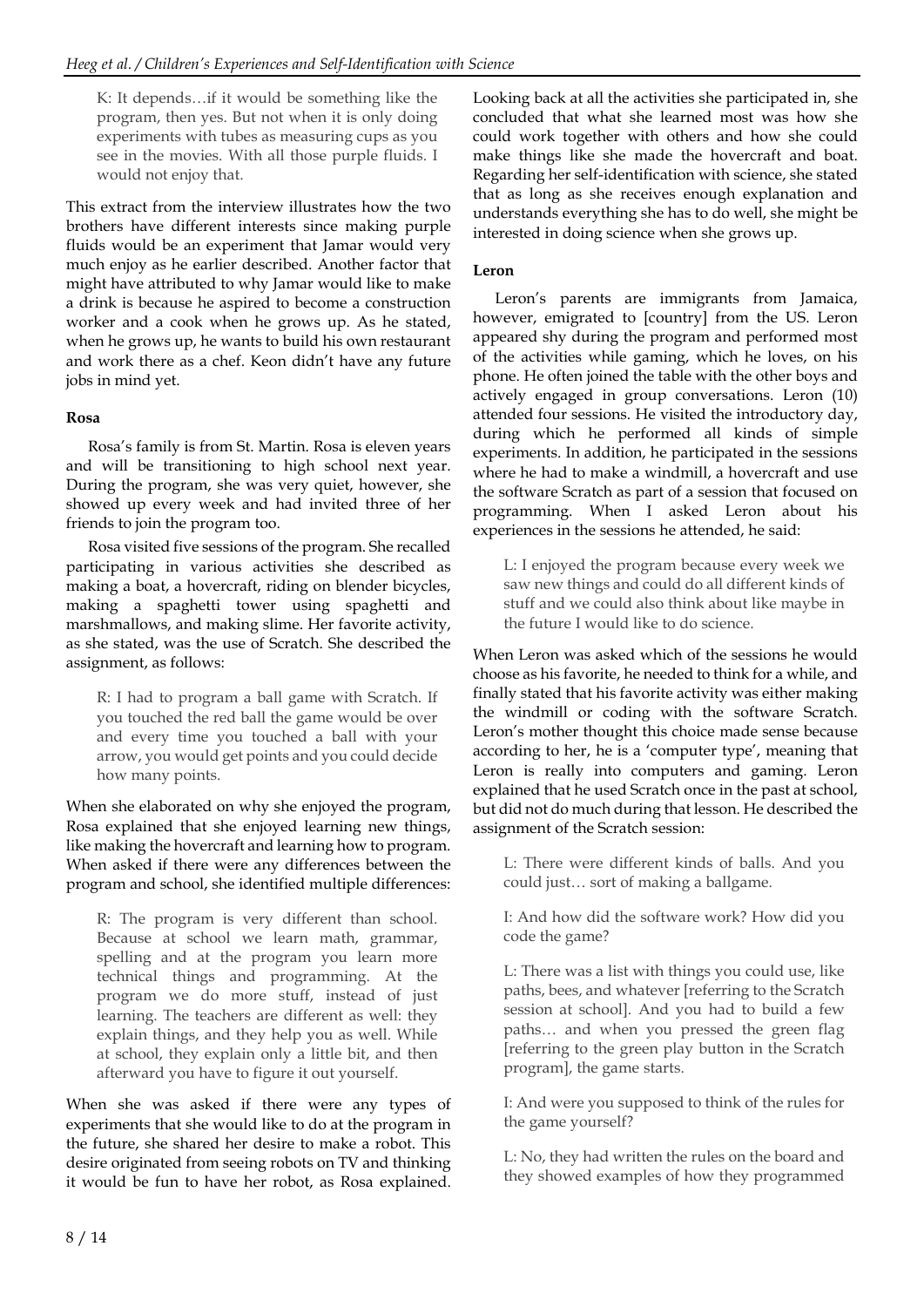> K: It depends…if it would be something like the program, then yes. But not when it is only doing experiments with tubes as measuring cups as you see in the movies. With all those purple fluids. I would not enjoy that.

This extract from the interview illustrates how the two brothers have different interests since making purple fluids would be an experiment that Jamar would very much enjoy as he earlier described. Another factor that might have attributed to why Jamar would like to make a drink is because he aspired to become a construction worker and a cook when he grows up. As he stated, when he grows up, he wants to build his own restaurant and work there as a chef. Keon didn't have any future jobs in mind yet.

**Rosa**

Rosa's family is from St. Martin. Rosa is eleven years and will be transitioning to high school next year. During the program, she was very quiet, however, she showed up every week and had invited three of her friends to join the program too.

Rosa visited five sessions of the program. She recalled participating in various activities she described as making a boat, a hovercraft, riding on blender bicycles, making a spaghetti tower using spaghetti and marshmallows, and making slime. Her favorite activity, as she stated, was the use of Scratch. She described the assignment, as follows:

> R: I had to program a ball game with Scratch. If you touched the red ball the game would be over and every time you touched a ball with your arrow, you would get points and you could decide how many points.

When she elaborated on why she enjoyed the program, Rosa explained that she enjoyed learning new things, like making the hovercraft and learning how to program. When asked if there were any differences between the program and school, she identified multiple differences:

> R: The program is very different than school. Because at school we learn math, grammar, spelling and at the program you learn more technical things and programming. At the program we do more stuff, instead of just learning. The teachers are different as well: they explain things, and they help you as well. While at school, they explain only a little bit, and then afterward you have to figure it out yourself.

When she was asked if there were any types of experiments that she would like to do at the program in the future, she shared her desire to make a robot. This desire originated from seeing robots on TV and thinking it would be fun to have her robot, as Rosa explained. Looking back at all the activities she participated in, she concluded that what she learned most was how she could work together with others and how she could make things like she made the hovercraft and boat. Regarding her self-identification with science, she stated that as long as she receives enough explanation and understands everything she has to do well, she might be interested in doing science when she grows up.

**Leron**

Leron's parents are immigrants from Jamaica, however, emigrated to [country] from the US. Leron appeared shy during the program and performed most of the activities while gaming, which he loves, on his phone. He often joined the table with the other boys and actively engaged in group conversations. Leron (10) attended four sessions. He visited the introductory day, during which he performed all kinds of simple experiments. In addition, he participated in the sessions where he had to make a windmill, a hovercraft and use the software Scratch as part of a session that focused on programming. When I asked Leron about his experiences in the sessions he attended, he said:

> L: I enjoyed the program because every week we saw new things and could do all different kinds of stuff and we could also think about like maybe in the future I would like to do science.

When Leron was asked which of the sessions he would choose as his favorite, he needed to think for a while, and finally stated that his favorite activity was either making the windmill or coding with the software Scratch. Leron's mother thought this choice made sense because according to her, he is a 'computer type', meaning that Leron is really into computers and gaming. Leron explained that he used Scratch once in the past at school, but did not do much during that lesson. He described the assignment of the Scratch session:

> L: There were different kinds of balls. And you could just… sort of making a ballgame.
>
> I: And how did the software work? How did you code the game?
>
> L: There was a list with things you could use, like paths, bees, and whatever [referring to the Scratch session at school]. And you had to build a few paths… and when you pressed the green flag [referring to the green play button in the Scratch program], the game starts.
>
> I: And were you supposed to think of the rules for the game yourself?
>
> L: No, they had written the rules on the board and they showed examples of how they programmed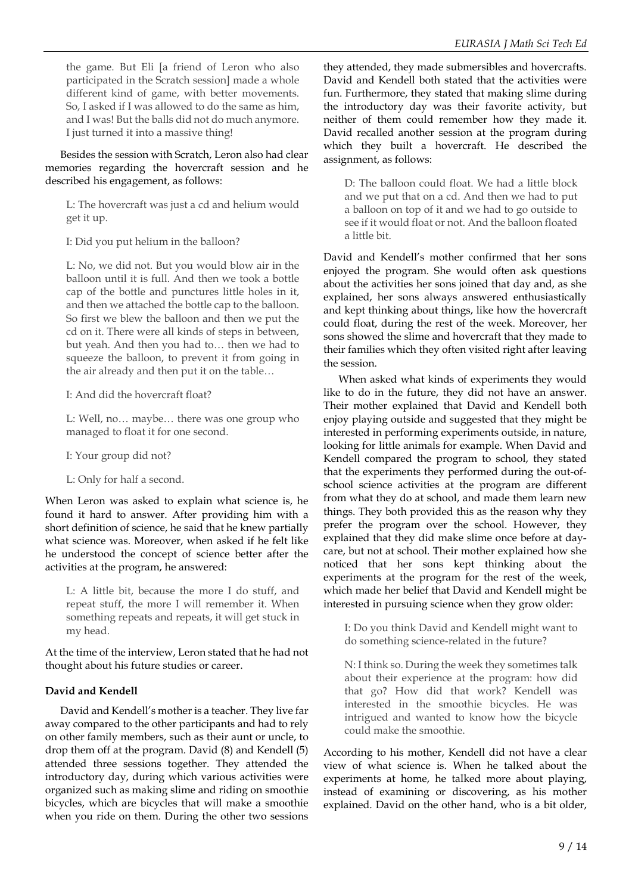the game. But Eli [a friend of Leron who also participated in the Scratch session] made a whole different kind of game, with better movements. So, I asked if I was allowed to do the same as him, and I was! But the balls did not do much anymore. I just turned it into a massive thing!

Besides the session with Scratch, Leron also had clear memories regarding the hovercraft session and he described his engagement, as follows:

> L: The hovercraft was just a cd and helium would get it up.
>
> I: Did you put helium in the balloon?
>
> L: No, we did not. But you would blow air in the balloon until it is full. And then we took a bottle cap of the bottle and punctures little holes in it, and then we attached the bottle cap to the balloon. So first we blew the balloon and then we put the cd on it. There were all kinds of steps in between, but yeah. And then you had to… then we had to squeeze the balloon, to prevent it from going in the air already and then put it on the table…
>
> I: And did the hovercraft float?
>
> L: Well, no… maybe… there was one group who managed to float it for one second.
>
> I: Your group did not?
>
> L: Only for half a second.

When Leron was asked to explain what science is, he found it hard to answer. After providing him with a short definition of science, he said that he knew partially what science was. Moreover, when asked if he felt like he understood the concept of science better after the activities at the program, he answered:

> L: A little bit, because the more I do stuff, and repeat stuff, the more I will remember it. When something repeats and repeats, it will get stuck in my head.

At the time of the interview, Leron stated that he had not thought about his future studies or career.

**David and Kendell**

David and Kendell's mother is a teacher. They live far away compared to the other participants and had to rely on other family members, such as their aunt or uncle, to drop them off at the program. David (8) and Kendell (5) attended three sessions together. They attended the introductory day, during which various activities were organized such as making slime and riding on smoothie bicycles, which are bicycles that will make a smoothie when you ride on them. During the other two sessions they attended, they made submersibles and hovercrafts. David and Kendell both stated that the activities were fun. Furthermore, they stated that making slime during the introductory day was their favorite activity, but neither of them could remember how they made it. David recalled another session at the program during which they built a hovercraft. He described the assignment, as follows:

> D: The balloon could float. We had a little block and we put that on a cd. And then we had to put a balloon on top of it and we had to go outside to see if it would float or not. And the balloon floated a little bit.

David and Kendell's mother confirmed that her sons enjoyed the program. She would often ask questions about the activities her sons joined that day and, as she explained, her sons always answered enthusiastically and kept thinking about things, like how the hovercraft could float, during the rest of the week. Moreover, her sons showed the slime and hovercraft that they made to their families which they often visited right after leaving the session.

When asked what kinds of experiments they would like to do in the future, they did not have an answer. Their mother explained that David and Kendell both enjoy playing outside and suggested that they might be interested in performing experiments outside, in nature, looking for little animals for example. When David and Kendell compared the program to school, they stated that the experiments they performed during the out-of-school science activities at the program are different from what they do at school, and made them learn new things. They both provided this as the reason why they prefer the program over the school. However, they explained that they did make slime once before at day-care, but not at school. Their mother explained how she noticed that her sons kept thinking about the experiments at the program for the rest of the week, which made her belief that David and Kendell might be interested in pursuing science when they grow older:

> I: Do you think David and Kendell might want to do something science-related in the future?
>
> N: I think so. During the week they sometimes talk about their experience at the program: how did that go? How did that work? Kendell was interested in the smoothie bicycles. He was intrigued and wanted to know how the bicycle could make the smoothie.

According to his mother, Kendell did not have a clear view of what science is. When he talked about the experiments at home, he talked more about playing, instead of examining or discovering, as his mother explained. David on the other hand, who is a bit older,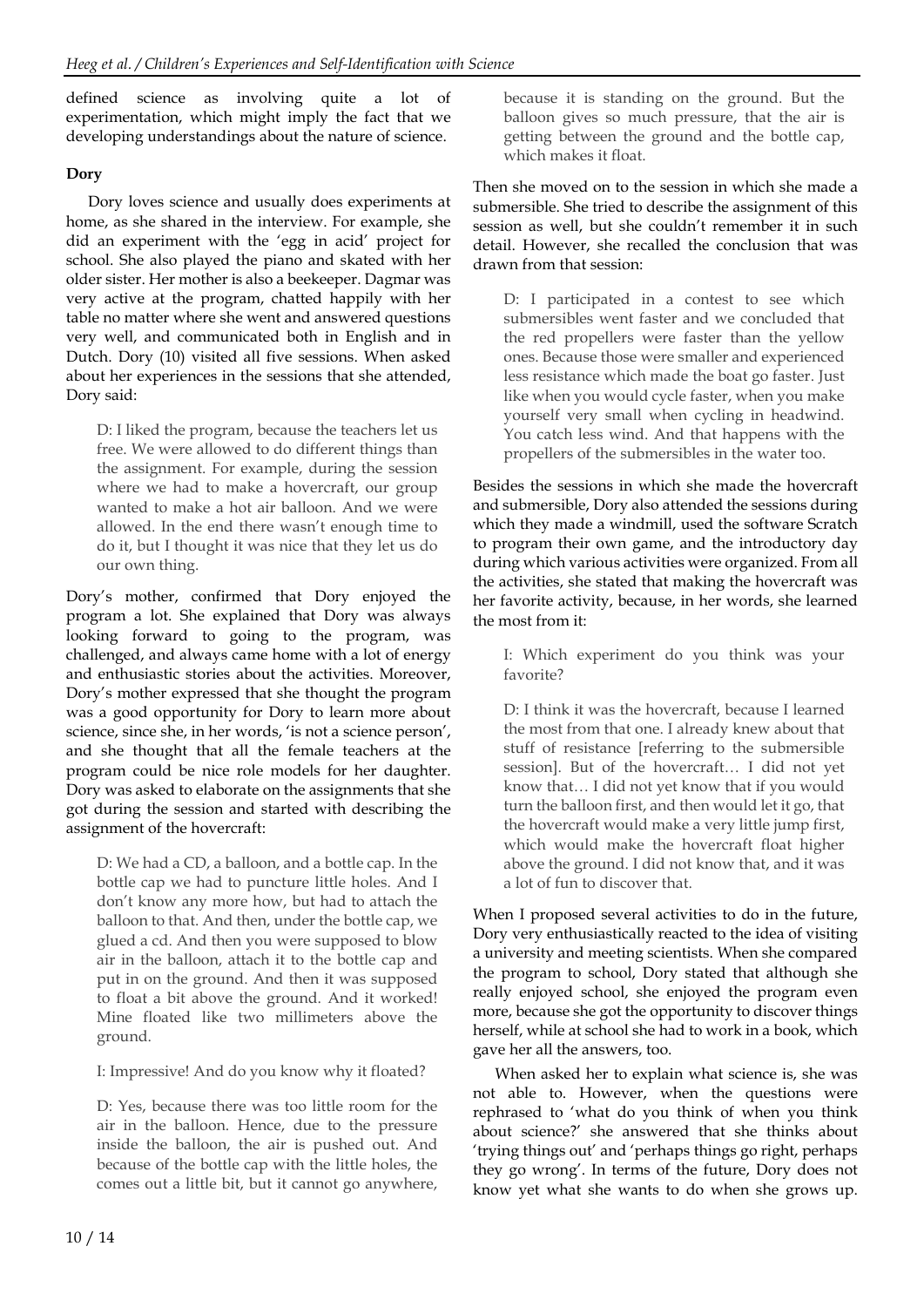defined science as involving quite a lot of experimentation, which might imply the fact that we developing understandings about the nature of science.

**Dory**

Dory loves science and usually does experiments at home, as she shared in the interview. For example, she did an experiment with the 'egg in acid' project for school. She also played the piano and skated with her older sister. Her mother is also a beekeeper. Dagmar was very active at the program, chatted happily with her table no matter where she went and answered questions very well, and communicated both in English and in Dutch. Dory (10) visited all five sessions. When asked about her experiences in the sessions that she attended, Dory said:

> D: I liked the program, because the teachers let us free. We were allowed to do different things than the assignment. For example, during the session where we had to make a hovercraft, our group wanted to make a hot air balloon. And we were allowed. In the end there wasn't enough time to do it, but I thought it was nice that they let us do our own thing.

Dory's mother, confirmed that Dory enjoyed the program a lot. She explained that Dory was always looking forward to going to the program, was challenged, and always came home with a lot of energy and enthusiastic stories about the activities. Moreover, Dory's mother expressed that she thought the program was a good opportunity for Dory to learn more about science, since she, in her words, 'is not a science person', and she thought that all the female teachers at the program could be nice role models for her daughter. Dory was asked to elaborate on the assignments that she got during the session and started with describing the assignment of the hovercraft:

> D: We had a CD, a balloon, and a bottle cap. In the bottle cap we had to puncture little holes. And I don't know any more how, but had to attach the balloon to that. And then, under the bottle cap, we glued a cd. And then you were supposed to blow air in the balloon, attach it to the bottle cap and put in on the ground. And then it was supposed to float a bit above the ground. And it worked! Mine floated like two millimeters above the ground.
>
> I: Impressive! And do you know why it floated?
>
> D: Yes, because there was too little room for the air in the balloon. Hence, due to the pressure inside the balloon, the air is pushed out. And because of the bottle cap with the little holes, the comes out a little bit, but it cannot go anywhere, because it is standing on the ground. But the balloon gives so much pressure, that the air is getting between the ground and the bottle cap, which makes it float.

Then she moved on to the session in which she made a submersible. She tried to describe the assignment of this session as well, but she couldn't remember it in such detail. However, she recalled the conclusion that was drawn from that session:

> D: I participated in a contest to see which submersibles went faster and we concluded that the red propellers were faster than the yellow ones. Because those were smaller and experienced less resistance which made the boat go faster. Just like when you would cycle faster, when you make yourself very small when cycling in headwind. You catch less wind. And that happens with the propellers of the submersibles in the water too.

Besides the sessions in which she made the hovercraft and submersible, Dory also attended the sessions during which they made a windmill, used the software Scratch to program their own game, and the introductory day during which various activities were organized. From all the activities, she stated that making the hovercraft was her favorite activity, because, in her words, she learned the most from it:

> I: Which experiment do you think was your favorite?
>
> D: I think it was the hovercraft, because I learned the most from that one. I already knew about that stuff of resistance [referring to the submersible session]. But of the hovercraft… I did not yet know that… I did not yet know that if you would turn the balloon first, and then would let it go, that the hovercraft would make a very little jump first, which would make the hovercraft float higher above the ground. I did not know that, and it was a lot of fun to discover that.

When I proposed several activities to do in the future, Dory very enthusiastically reacted to the idea of visiting a university and meeting scientists. When she compared the program to school, Dory stated that although she really enjoyed school, she enjoyed the program even more, because she got the opportunity to discover things herself, while at school she had to work in a book, which gave her all the answers, too.

When asked her to explain what science is, she was not able to. However, when the questions were rephrased to 'what do you think of when you think about science?' she answered that she thinks about 'trying things out' and 'perhaps things go right, perhaps they go wrong'. In terms of the future, Dory does not know yet what she wants to do when she grows up.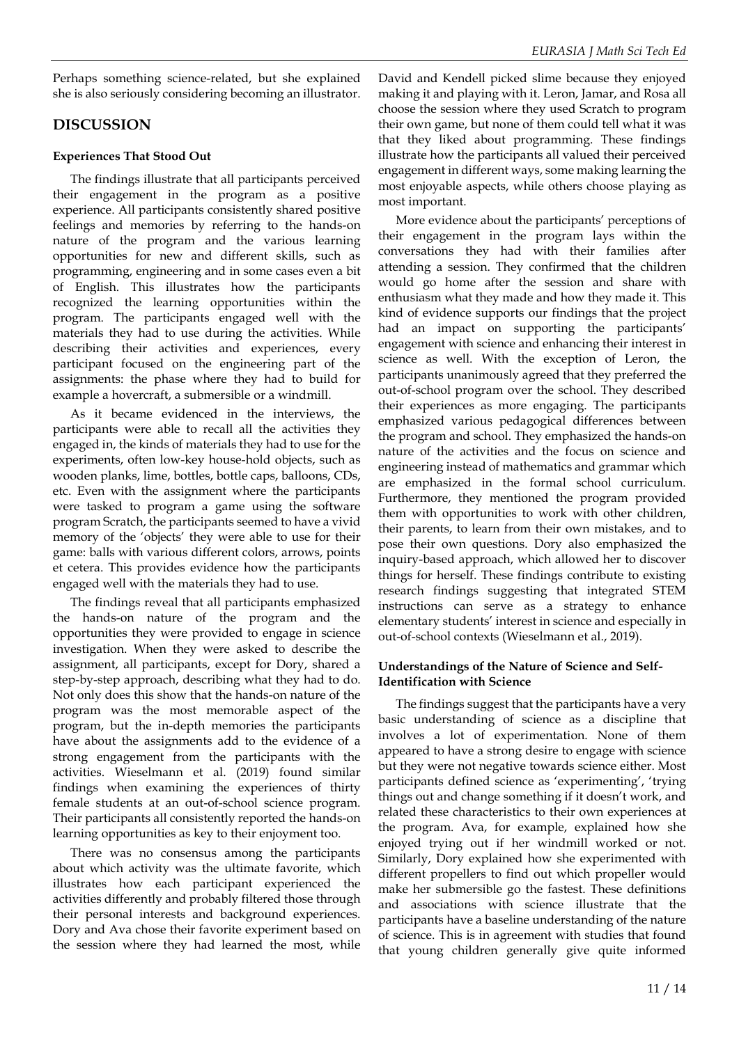Perhaps something science-related, but she explained she is also seriously considering becoming an illustrator.

## DISCUSSION

### Experiences That Stood Out

The findings illustrate that all participants perceived their engagement in the program as a positive experience. All participants consistently shared positive feelings and memories by referring to the hands-on nature of the program and the various learning opportunities for new and different skills, such as programming, engineering and in some cases even a bit of English. This illustrates how the participants recognized the learning opportunities within the program. The participants engaged well with the materials they had to use during the activities. While describing their activities and experiences, every participant focused on the engineering part of the assignments: the phase where they had to build for example a hovercraft, a submersible or a windmill.

As it became evidenced in the interviews, the participants were able to recall all the activities they engaged in, the kinds of materials they had to use for the experiments, often low-key house-hold objects, such as wooden planks, lime, bottles, bottle caps, balloons, CDs, etc. Even with the assignment where the participants were tasked to program a game using the software program Scratch, the participants seemed to have a vivid memory of the 'objects' they were able to use for their game: balls with various different colors, arrows, points et cetera. This provides evidence how the participants engaged well with the materials they had to use.

The findings reveal that all participants emphasized the hands-on nature of the program and the opportunities they were provided to engage in science investigation. When they were asked to describe the assignment, all participants, except for Dory, shared a step-by-step approach, describing what they had to do. Not only does this show that the hands-on nature of the program was the most memorable aspect of the program, but the in-depth memories the participants have about the assignments add to the evidence of a strong engagement from the participants with the activities. Wieselmann et al. (2019) found similar findings when examining the experiences of thirty female students at an out-of-school science program. Their participants all consistently reported the hands-on learning opportunities as key to their enjoyment too.

There was no consensus among the participants about which activity was the ultimate favorite, which illustrates how each participant experienced the activities differently and probably filtered those through their personal interests and background experiences. Dory and Ava chose their favorite experiment based on the session where they had learned the most, while David and Kendell picked slime because they enjoyed making it and playing with it. Leron, Jamar, and Rosa all choose the session where they used Scratch to program their own game, but none of them could tell what it was that they liked about programming. These findings illustrate how the participants all valued their perceived engagement in different ways, some making learning the most enjoyable aspects, while others choose playing as most important.

More evidence about the participants' perceptions of their engagement in the program lays within the conversations they had with their families after attending a session. They confirmed that the children would go home after the session and share with enthusiasm what they made and how they made it. This kind of evidence supports our findings that the project had an impact on supporting the participants' engagement with science and enhancing their interest in science as well. With the exception of Leron, the participants unanimously agreed that they preferred the out-of-school program over the school. They described their experiences as more engaging. The participants emphasized various pedagogical differences between the program and school. They emphasized the hands-on nature of the activities and the focus on science and engineering instead of mathematics and grammar which are emphasized in the formal school curriculum. Furthermore, they mentioned the program provided them with opportunities to work with other children, their parents, to learn from their own mistakes, and to pose their own questions. Dory also emphasized the inquiry-based approach, which allowed her to discover things for herself. These findings contribute to existing research findings suggesting that integrated STEM instructions can serve as a strategy to enhance elementary students' interest in science and especially in out-of-school contexts (Wieselmann et al., 2019).

### Understandings of the Nature of Science and Self-Identification with Science

The findings suggest that the participants have a very basic understanding of science as a discipline that involves a lot of experimentation. None of them appeared to have a strong desire to engage with science but they were not negative towards science either. Most participants defined science as 'experimenting', 'trying things out and change something if it doesn't work, and related these characteristics to their own experiences at the program. Ava, for example, explained how she enjoyed trying out if her windmill worked or not. Similarly, Dory explained how she experimented with different propellers to find out which propeller would make her submersible go the fastest. These definitions and associations with science illustrate that the participants have a baseline understanding of the nature of science. This is in agreement with studies that found that young children generally give quite informed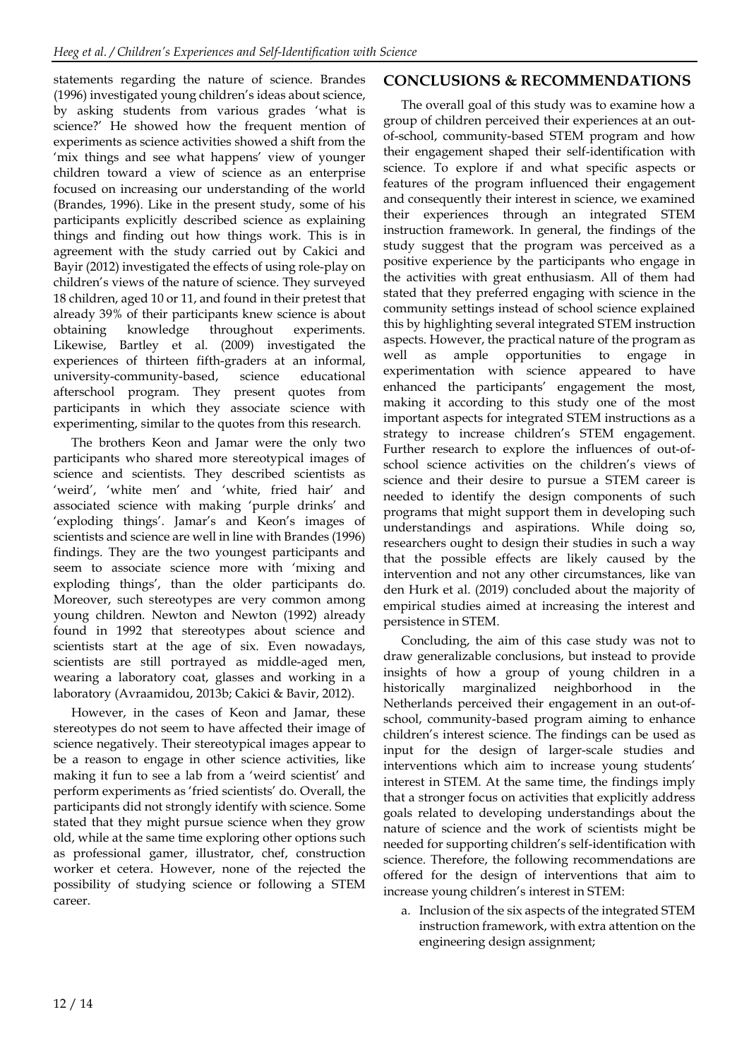statements regarding the nature of science. Brandes (1996) investigated young children's ideas about science, by asking students from various grades 'what is science?' He showed how the frequent mention of experiments as science activities showed a shift from the 'mix things and see what happens' view of younger children toward a view of science as an enterprise focused on increasing our understanding of the world (Brandes, 1996). Like in the present study, some of his participants explicitly described science as explaining things and finding out how things work. This is in agreement with the study carried out by Cakici and Bayir (2012) investigated the effects of using role-play on children's views of the nature of science. They surveyed 18 children, aged 10 or 11, and found in their pretest that already 39% of their participants knew science is about obtaining knowledge throughout experiments. Likewise, Bartley et al. (2009) investigated the experiences of thirteen fifth-graders at an informal, university-community-based, science educational afterschool program. They present quotes from participants in which they associate science with experimenting, similar to the quotes from this research.

The brothers Keon and Jamar were the only two participants who shared more stereotypical images of science and scientists. They described scientists as 'weird', 'white men' and 'white, fried hair' and associated science with making 'purple drinks' and 'exploding things'. Jamar's and Keon's images of scientists and science are well in line with Brandes (1996) findings. They are the two youngest participants and seem to associate science more with 'mixing and exploding things', than the older participants do. Moreover, such stereotypes are very common among young children. Newton and Newton (1992) already found in 1992 that stereotypes about science and scientists start at the age of six. Even nowadays, scientists are still portrayed as middle-aged men, wearing a laboratory coat, glasses and working in a laboratory (Avraamidou, 2013b; Cakici & Bavir, 2012).

However, in the cases of Keon and Jamar, these stereotypes do not seem to have affected their image of science negatively. Their stereotypical images appear to be a reason to engage in other science activities, like making it fun to see a lab from a 'weird scientist' and perform experiments as 'fried scientists' do. Overall, the participants did not strongly identify with science. Some stated that they might pursue science when they grow old, while at the same time exploring other options such as professional gamer, illustrator, chef, construction worker et cetera. However, none of the rejected the possibility of studying science or following a STEM career.

## CONCLUSIONS & RECOMMENDATIONS

The overall goal of this study was to examine how a group of children perceived their experiences at an out-of-school, community-based STEM program and how their engagement shaped their self-identification with science. To explore if and what specific aspects or features of the program influenced their engagement and consequently their interest in science, we examined their experiences through an integrated STEM instruction framework. In general, the findings of the study suggest that the program was perceived as a positive experience by the participants who engage in the activities with great enthusiasm. All of them had stated that they preferred engaging with science in the community settings instead of school science explained this by highlighting several integrated STEM instruction aspects. However, the practical nature of the program as well as ample opportunities to engage in experimentation with science appeared to have enhanced the participants' engagement the most, making it according to this study one of the most important aspects for integrated STEM instructions as a strategy to increase children's STEM engagement. Further research to explore the influences of out-of-school science activities on the children's views of science and their desire to pursue a STEM career is needed to identify the design components of such programs that might support them in developing such understandings and aspirations. While doing so, researchers ought to design their studies in such a way that the possible effects are likely caused by the intervention and not any other circumstances, like van den Hurk et al. (2019) concluded about the majority of empirical studies aimed at increasing the interest and persistence in STEM.

Concluding, the aim of this case study was not to draw generalizable conclusions, but instead to provide insights of how a group of young children in a historically marginalized neighborhood in the Netherlands perceived their engagement in an out-of-school, community-based program aiming to enhance children's interest science. The findings can be used as input for the design of larger-scale studies and interventions which aim to increase young students' interest in STEM. At the same time, the findings imply that a stronger focus on activities that explicitly address goals related to developing understandings about the nature of science and the work of scientists might be needed for supporting children's self-identification with science. Therefore, the following recommendations are offered for the design of interventions that aim to increase young children's interest in STEM:

a. Inclusion of the six aspects of the integrated STEM instruction framework, with extra attention on the engineering design assignment;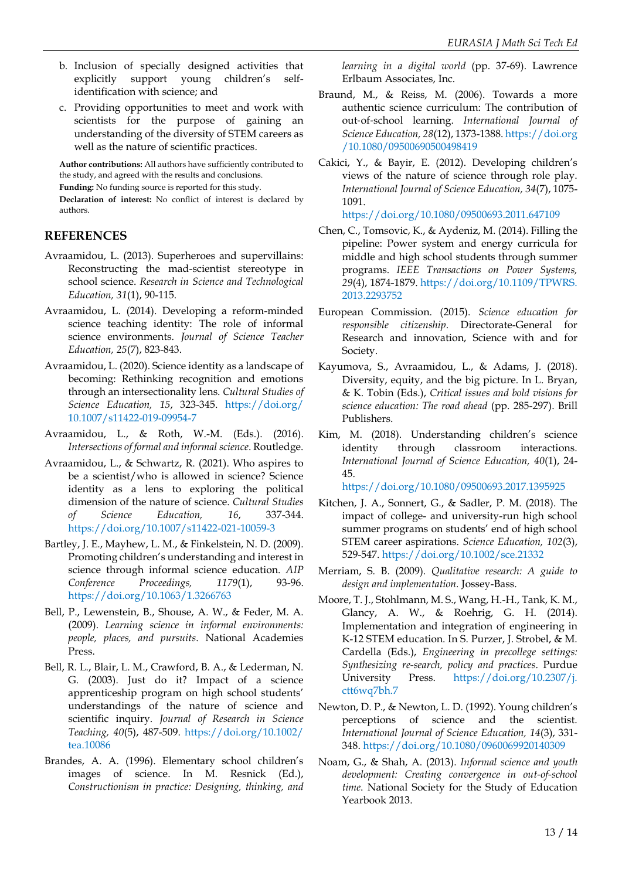b. Inclusion of specially designed activities that explicitly support young children's self-identification with science; and

c. Providing opportunities to meet and work with scientists for the purpose of gaining an understanding of the diversity of STEM careers as well as the nature of scientific practices.

**Author contributions:** All authors have sufficiently contributed to the study, and agreed with the results and conclusions.

**Funding:** No funding source is reported for this study.

**Declaration of interest:** No conflict of interest is declared by authors.

## REFERENCES

Avraamidou, L. (2013). Superheroes and supervillains: Reconstructing the mad-scientist stereotype in school science. *Research in Science and Technological Education, 31*(1), 90-115.

Avraamidou, L. (2014). Developing a reform-minded science teaching identity: The role of informal science environments. *Journal of Science Teacher Education, 25*(7), 823-843.

Avraamidou, L. (2020). Science identity as a landscape of becoming: Rethinking recognition and emotions through an intersectionality lens. *Cultural Studies of Science Education, 15*, 323-345. https://doi.org/10.1007/s11422-019-09954-7

Avraamidou, L., & Roth, W.-M. (Eds.). (2016). *Intersections of formal and informal science*. Routledge.

Avraamidou, L., & Schwartz, R. (2021). Who aspires to be a scientist/who is allowed in science? Science identity as a lens to exploring the political dimension of the nature of science. *Cultural Studies of Science Education, 16*, 337-344. https://doi.org/10.1007/s11422-021-10059-3

Bartley, J. E., Mayhew, L. M., & Finkelstein, N. D. (2009). Promoting children's understanding and interest in science through informal science education. *AIP Conference Proceedings, 1179*(1), 93-96. https://doi.org/10.1063/1.3266763

Bell, P., Lewenstein, B., Shouse, A. W., & Feder, M. A. (2009). *Learning science in informal environments: people, places, and pursuits*. National Academies Press.

Bell, R. L., Blair, L. M., Crawford, B. A., & Lederman, N. G. (2003). Just do it? Impact of a science apprenticeship program on high school students' understandings of the nature of science and scientific inquiry. *Journal of Research in Science Teaching, 40*(5), 487-509. https://doi.org/10.1002/tea.10086

Brandes, A. A. (1996). Elementary school children's images of science. In M. Resnick (Ed.), *Constructionism in practice: Designing, thinking, and learning in a digital world* (pp. 37-69). Lawrence Erlbaum Associates, Inc.

Braund, M., & Reiss, M. (2006). Towards a more authentic science curriculum: The contribution of out-of-school learning. *International Journal of Science Education, 28*(12), 1373-1388. https://doi.org/10.1080/09500690500498419

Cakici, Y., & Bayir, E. (2012). Developing children's views of the nature of science through role play. *International Journal of Science Education, 34*(7), 1075-1091. https://doi.org/10.1080/09500693.2011.647109

Chen, C., Tomsovic, K., & Aydeniz, M. (2014). Filling the pipeline: Power system and energy curricula for middle and high school students through summer programs. *IEEE Transactions on Power Systems, 29*(4), 1874-1879. https://doi.org/10.1109/TPWRS.2013.2293752

European Commission. (2015). *Science education for responsible citizenship*. Directorate-General for Research and innovation, Science with and for Society.

Kayumova, S., Avraamidou, L., & Adams, J. (2018). Diversity, equity, and the big picture. In L. Bryan, & K. Tobin (Eds.), *Critical issues and bold visions for science education: The road ahead* (pp. 285-297). Brill Publishers.

Kim, M. (2018). Understanding children's science identity through classroom interactions. *International Journal of Science Education, 40*(1), 24-45. https://doi.org/10.1080/09500693.2017.1395925

Kitchen, J. A., Sonnert, G., & Sadler, P. M. (2018). The impact of college- and university-run high school summer programs on students' end of high school STEM career aspirations. *Science Education, 102*(3), 529-547. https://doi.org/10.1002/sce.21332

Merriam, S. B. (2009). *Qualitative research: A guide to design and implementation*. Jossey-Bass.

Moore, T. J., Stohlmann, M. S., Wang, H.-H., Tank, K. M., Glancy, A. W., & Roehrig, G. H. (2014). Implementation and integration of engineering in K-12 STEM education. In S. Purzer, J. Strobel, & M. Cardella (Eds.), *Engineering in precollege settings: Synthesizing re-search, policy and practices*. Purdue University Press. https://doi.org/10.2307/j.ctt6wq7bh.7

Newton, D. P., & Newton, L. D. (1992). Young children's perceptions of science and the scientist. *International Journal of Science Education, 14*(3), 331-348. https://doi.org/10.1080/0960069920140309

Noam, G., & Shah, A. (2013). *Informal science and youth development: Creating convergence in out-of-school time*. National Society for the Study of Education Yearbook 2013.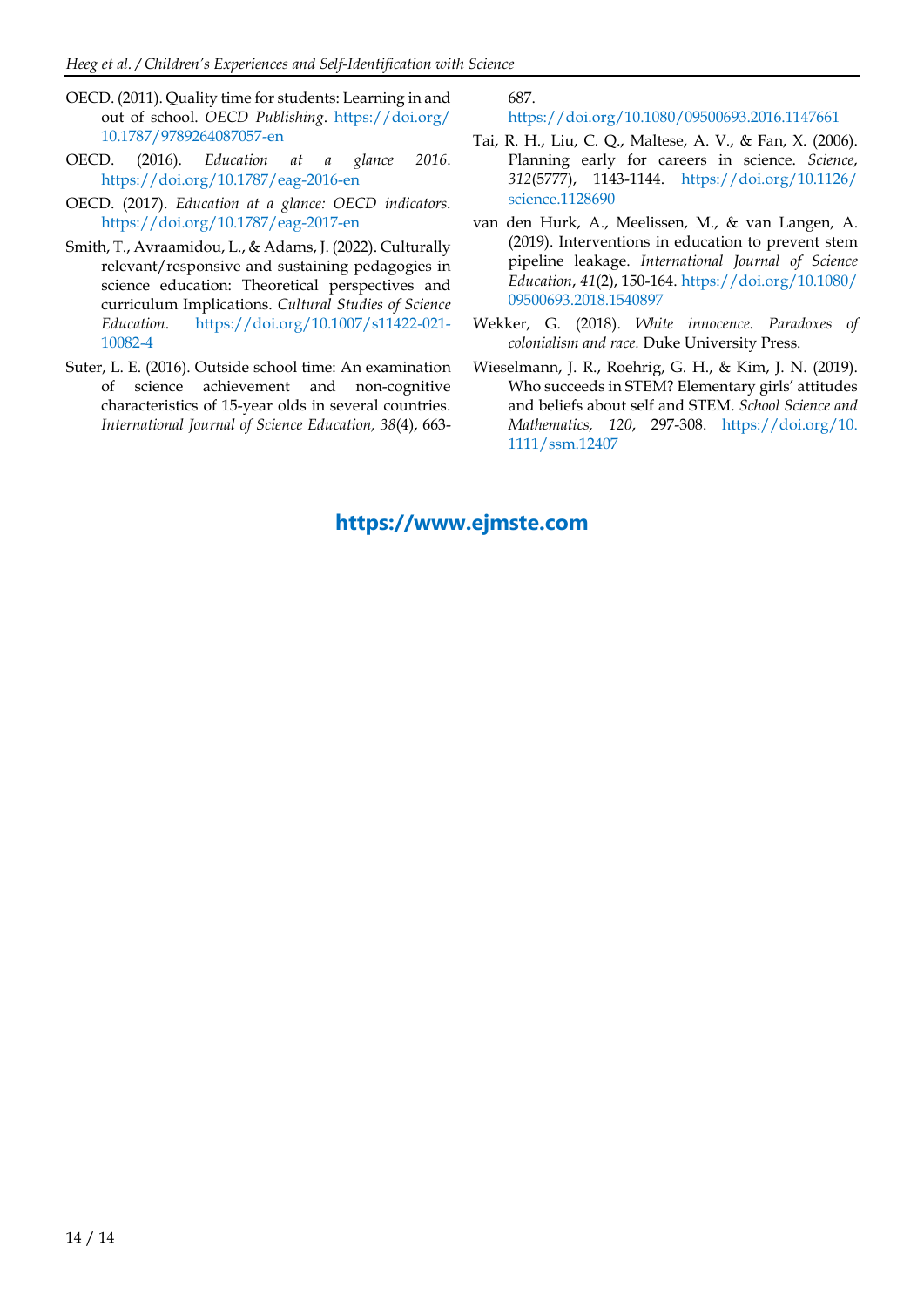OECD. (2011). Quality time for students: Learning in and out of school. *OECD Publishing*. https://doi.org/10.1787/9789264087057-en

OECD. (2016). *Education at a glance 2016*. https://doi.org/10.1787/eag-2016-en

OECD. (2017). *Education at a glance: OECD indicators*. https://doi.org/10.1787/eag-2017-en

Smith, T., Avraamidou, L., & Adams, J. (2022). Culturally relevant/responsive and sustaining pedagogies in science education: Theoretical perspectives and curriculum Implications. *Cultural Studies of Science Education*. https://doi.org/10.1007/s11422-021-10082-4

Suter, L. E. (2016). Outside school time: An examination of science achievement and non-cognitive characteristics of 15-year olds in several countries. *International Journal of Science Education, 38*(4), 663-687. https://doi.org/10.1080/09500693.2016.1147661

Tai, R. H., Liu, C. Q., Maltese, A. V., & Fan, X. (2006). Planning early for careers in science. *Science*, *312*(5777), 1143-1144. https://doi.org/10.1126/science.1128690

van den Hurk, A., Meelissen, M., & van Langen, A. (2019). Interventions in education to prevent stem pipeline leakage. *International Journal of Science Education*, *41*(2), 150-164. https://doi.org/10.1080/09500693.2018.1540897

Wekker, G. (2018). *White innocence. Paradoxes of colonialism and race.* Duke University Press.

Wieselmann, J. R., Roehrig, G. H., & Kim, J. N. (2019). Who succeeds in STEM? Elementary girls' attitudes and beliefs about self and STEM. *School Science and Mathematics, 120*, 297-308. https://doi.org/10.1111/ssm.12407

**https://www.ejmste.com**